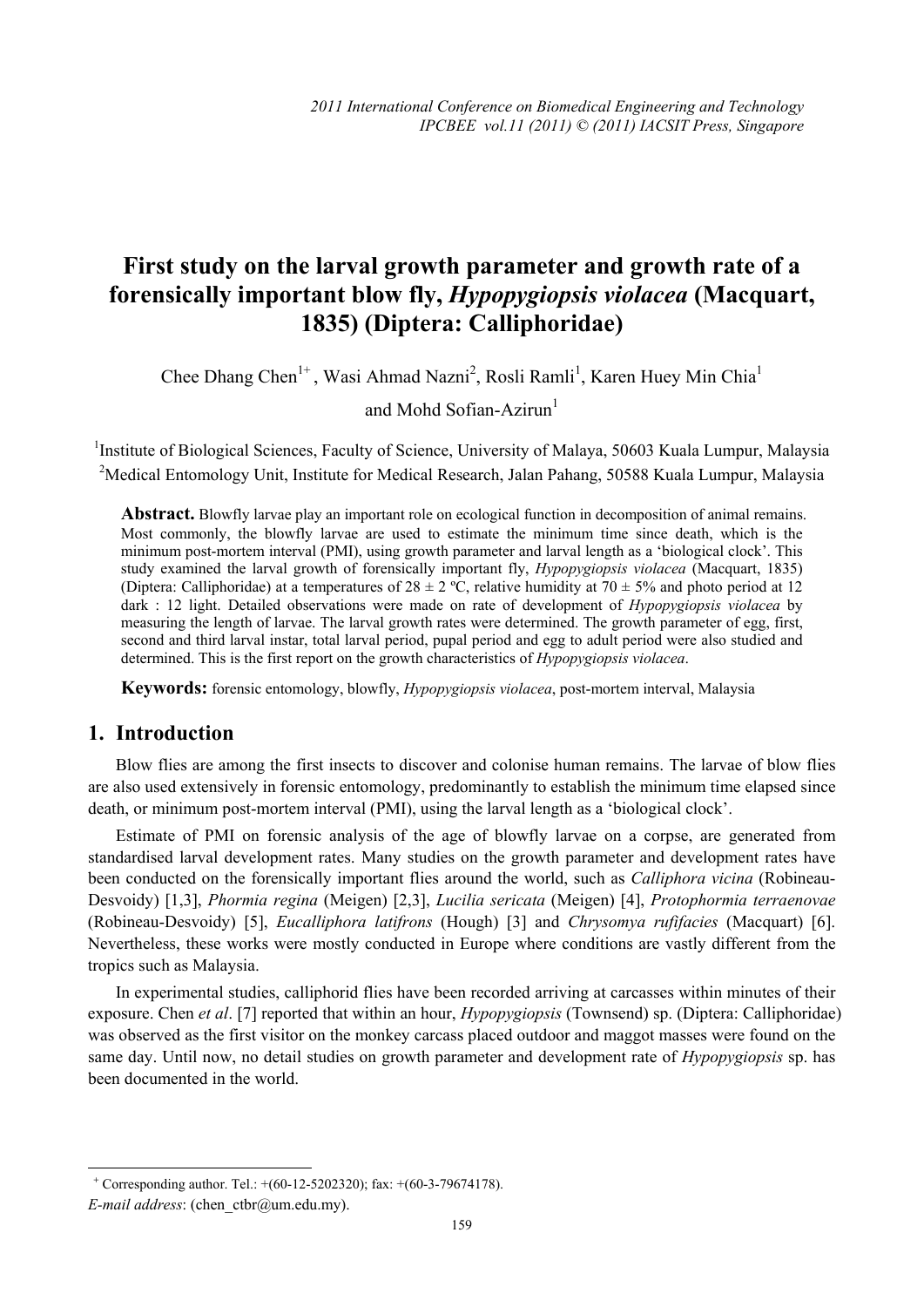# First study on the larval growth parameter and growth rate of a forensically important blow fly, *Hypopygiopsis violacea* (Macquart, 1835) (Diptera: Calliphoridae)

Chee Dhang Chen[1+], Wasi Ahmad Nazni[2], Rosli Ramli[1], Karen Huey Min Chia[1] and Mohd Sofian-Azirun[1]

[1]Institute of Biological Sciences, Faculty of Science, University of Malaya, 50603 Kuala Lumpur, Malaysia

[2]Medical Entomology Unit, Institute for Medical Research, Jalan Pahang, 50588 Kuala Lumpur, Malaysia

**Abstract.** Blowfly larvae play an important role on ecological function in decomposition of animal remains. Most commonly, the blowfly larvae are used to estimate the minimum time since death, which is the minimum post-mortem interval (PMI), using growth parameter and larval length as a 'biological clock'. This study examined the larval growth of forensically important fly, *Hypopygiopsis violacea* (Macquart, 1835) (Diptera: Calliphoridae) at a temperatures of 28 ± 2 ºC, relative humidity at 70 ± 5% and photo period at 12 dark : 12 light. Detailed observations were made on rate of development of *Hypopygiopsis violacea* by measuring the length of larvae. The larval growth rates were determined. The growth parameter of egg, first, second and third larval instar, total larval period, pupal period and egg to adult period were also studied and determined. This is the first report on the growth characteristics of *Hypopygiopsis violacea*.

**Keywords:** forensic entomology, blowfly, *Hypopygiopsis violacea*, post-mortem interval, Malaysia

## 1. Introduction

Blow flies are among the first insects to discover and colonise human remains. The larvae of blow flies are also used extensively in forensic entomology, predominantly to establish the minimum time elapsed since death, or minimum post-mortem interval (PMI), using the larval length as a 'biological clock'.

Estimate of PMI on forensic analysis of the age of blowfly larvae on a corpse, are generated from standardised larval development rates. Many studies on the growth parameter and development rates have been conducted on the forensically important flies around the world, such as *Calliphora vicina* (Robineau-Desvoidy) [1,3], *Phormia regina* (Meigen) [2,3], *Lucilia sericata* (Meigen) [4], *Protophormia terraenovae* (Robineau-Desvoidy) [5], *Eucalliphora latifrons* (Hough) [3] and *Chrysomya rufifacies* (Macquart) [6]. Nevertheless, these works were mostly conducted in Europe where conditions are vastly different from the tropics such as Malaysia.

In experimental studies, calliphorid flies have been recorded arriving at carcasses within minutes of their exposure. Chen *et al*. [7] reported that within an hour, *Hypopygiopsis* (Townsend) sp. (Diptera: Calliphoridae) was observed as the first visitor on the monkey carcass placed outdoor and maggot masses were found on the same day. Until now, no detail studies on growth parameter and development rate of *Hypopygiopsis* sp. has been documented in the world.

---

[+] Corresponding author. Tel.: +(60-12-5202320); fax: +(60-3-79674178).
*E-mail address*: (chen_ctbr@um.edu.my).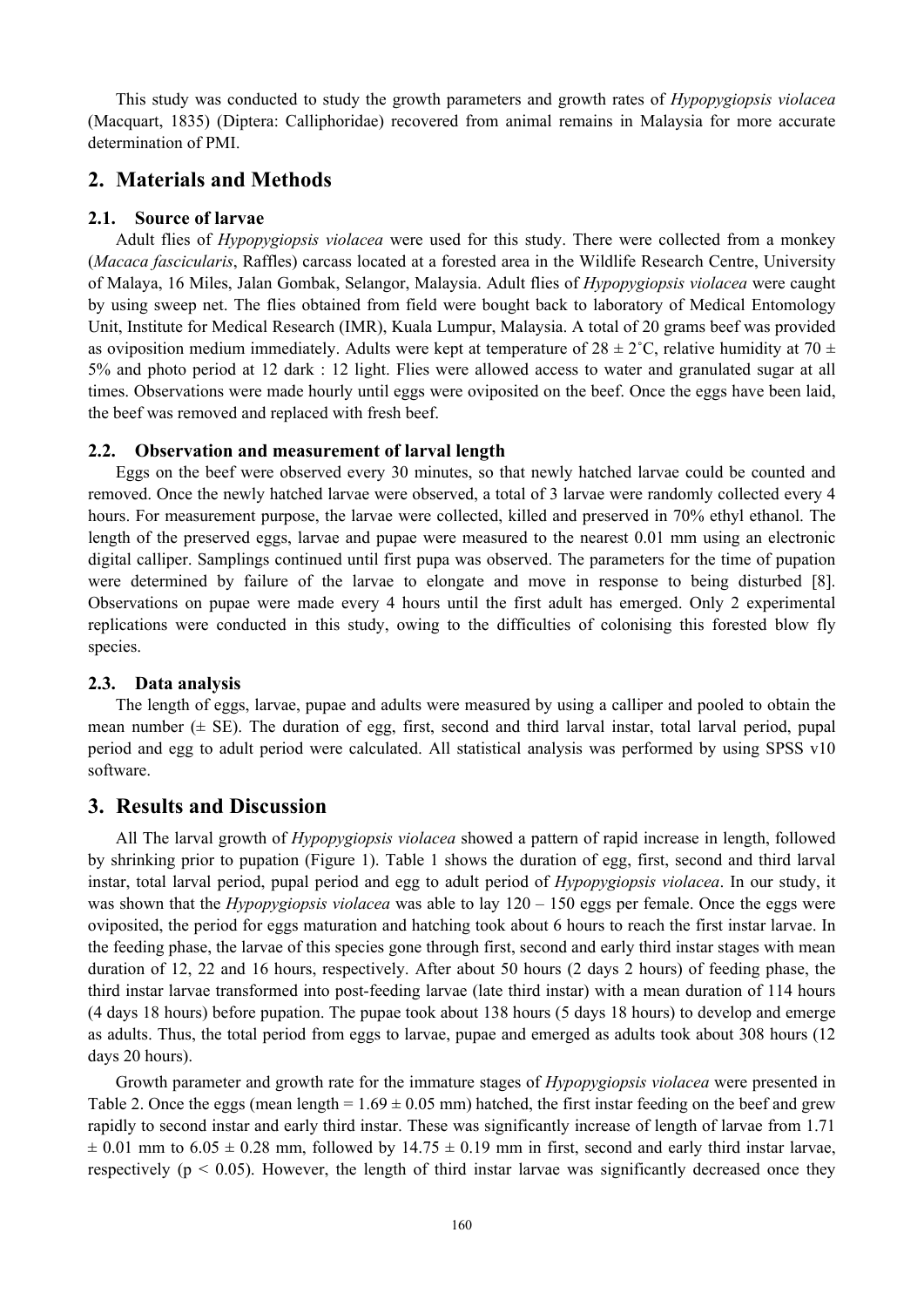This study was conducted to study the growth parameters and growth rates of *Hypopygiopsis violacea* (Macquart, 1835) (Diptera: Calliphoridae) recovered from animal remains in Malaysia for more accurate determination of PMI.

## 2. Materials and Methods

### 2.1. Source of larvae

Adult flies of *Hypopygiopsis violacea* were used for this study. There were collected from a monkey (*Macaca fascicularis*, Raffles) carcass located at a forested area in the Wildlife Research Centre, University of Malaya, 16 Miles, Jalan Gombak, Selangor, Malaysia. Adult flies of *Hypopygiopsis violacea* were caught by using sweep net. The flies obtained from field were bought back to laboratory of Medical Entomology Unit, Institute for Medical Research (IMR), Kuala Lumpur, Malaysia. A total of 20 grams beef was provided as oviposition medium immediately. Adults were kept at temperature of 28 ± 2˚C, relative humidity at 70 ± 5% and photo period at 12 dark : 12 light. Flies were allowed access to water and granulated sugar at all times. Observations were made hourly until eggs were oviposited on the beef. Once the eggs have been laid, the beef was removed and replaced with fresh beef.

### 2.2. Observation and measurement of larval length

Eggs on the beef were observed every 30 minutes, so that newly hatched larvae could be counted and removed. Once the newly hatched larvae were observed, a total of 3 larvae were randomly collected every 4 hours. For measurement purpose, the larvae were collected, killed and preserved in 70% ethyl ethanol. The length of the preserved eggs, larvae and pupae were measured to the nearest 0.01 mm using an electronic digital calliper. Samplings continued until first pupa was observed. The parameters for the time of pupation were determined by failure of the larvae to elongate and move in response to being disturbed [8]. Observations on pupae were made every 4 hours until the first adult has emerged. Only 2 experimental replications were conducted in this study, owing to the difficulties of colonising this forested blow fly species.

### 2.3. Data analysis

The length of eggs, larvae, pupae and adults were measured by using a calliper and pooled to obtain the mean number (± SE). The duration of egg, first, second and third larval instar, total larval period, pupal period and egg to adult period were calculated. All statistical analysis was performed by using SPSS v10 software.

## 3. Results and Discussion

All The larval growth of *Hypopygiopsis violacea* showed a pattern of rapid increase in length, followed by shrinking prior to pupation (Figure 1). Table 1 shows the duration of egg, first, second and third larval instar, total larval period, pupal period and egg to adult period of *Hypopygiopsis violacea*. In our study, it was shown that the *Hypopygiopsis violacea* was able to lay 120 – 150 eggs per female. Once the eggs were oviposited, the period for eggs maturation and hatching took about 6 hours to reach the first instar larvae. In the feeding phase, the larvae of this species gone through first, second and early third instar stages with mean duration of 12, 22 and 16 hours, respectively. After about 50 hours (2 days 2 hours) of feeding phase, the third instar larvae transformed into post-feeding larvae (late third instar) with a mean duration of 114 hours (4 days 18 hours) before pupation. The pupae took about 138 hours (5 days 18 hours) to develop and emerge as adults. Thus, the total period from eggs to larvae, pupae and emerged as adults took about 308 hours (12 days 20 hours).

Growth parameter and growth rate for the immature stages of *Hypopygiopsis violacea* were presented in Table 2. Once the eggs (mean length = 1.69 ± 0.05 mm) hatched, the first instar feeding on the beef and grew rapidly to second instar and early third instar. These was significantly increase of length of larvae from 1.71 ± 0.01 mm to 6.05 ± 0.28 mm, followed by 14.75 ± 0.19 mm in first, second and early third instar larvae, respectively ($p < 0.05$). However, the length of third instar larvae was significantly decreased once they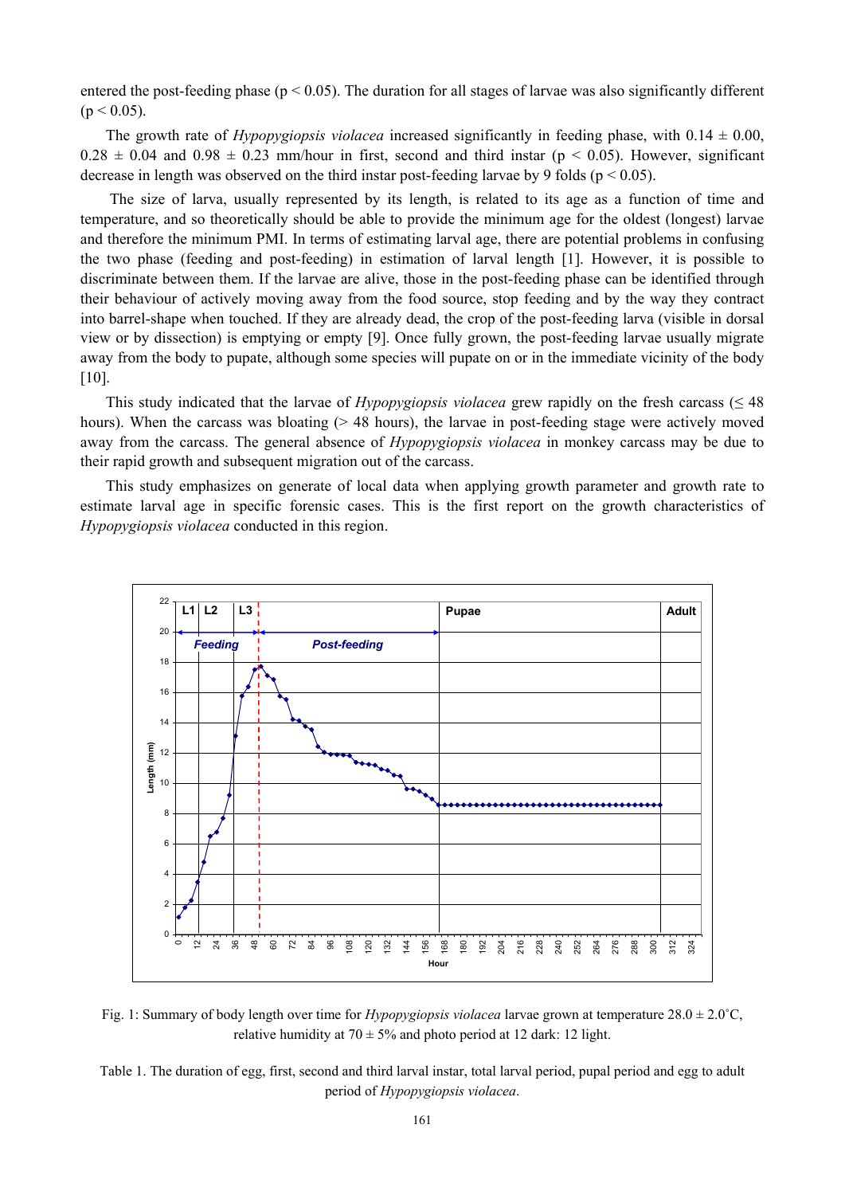entered the post-feeding phase ($p < 0.05$). The duration for all stages of larvae was also significantly different ($p < 0.05$).

The growth rate of *Hypopygiopsis violacea* increased significantly in feeding phase, with 0.14 ± 0.00, 0.28 ± 0.04 and 0.98 ± 0.23 mm/hour in first, second and third instar ($p < 0.05$). However, significant decrease in length was observed on the third instar post-feeding larvae by 9 folds ($p < 0.05$).

The size of larva, usually represented by its length, is related to its age as a function of time and temperature, and so theoretically should be able to provide the minimum age for the oldest (longest) larvae and therefore the minimum PMI. In terms of estimating larval age, there are potential problems in confusing the two phase (feeding and post-feeding) in estimation of larval length [1]. However, it is possible to discriminate between them. If the larvae are alive, those in the post-feeding phase can be identified through their behaviour of actively moving away from the food source, stop feeding and by the way they contract into barrel-shape when touched. If they are already dead, the crop of the post-feeding larva (visible in dorsal view or by dissection) is emptying or empty [9]. Once fully grown, the post-feeding larvae usually migrate away from the body to pupate, although some species will pupate on or in the immediate vicinity of the body [10].

This study indicated that the larvae of *Hypopygiopsis violacea* grew rapidly on the fresh carcass (≤ 48 hours). When the carcass was bloating (> 48 hours), the larvae in post-feeding stage were actively moved away from the carcass. The general absence of *Hypopygiopsis violacea* in monkey carcass may be due to their rapid growth and subsequent migration out of the carcass.

This study emphasizes on generate of local data when applying growth parameter and growth rate to estimate larval age in specific forensic cases. This is the first report on the growth characteristics of *Hypopygiopsis violacea* conducted in this region.

Fig. 1: Summary of body length over time for *Hypopygiopsis violacea* larvae grown at temperature 28.0 ± 2.0˚C, relative humidity at 70 ± 5% and photo period at 12 dark: 12 light.

Table 1. The duration of egg, first, second and third larval instar, total larval period, pupal period and egg to adult period of *Hypopygiopsis violacea*.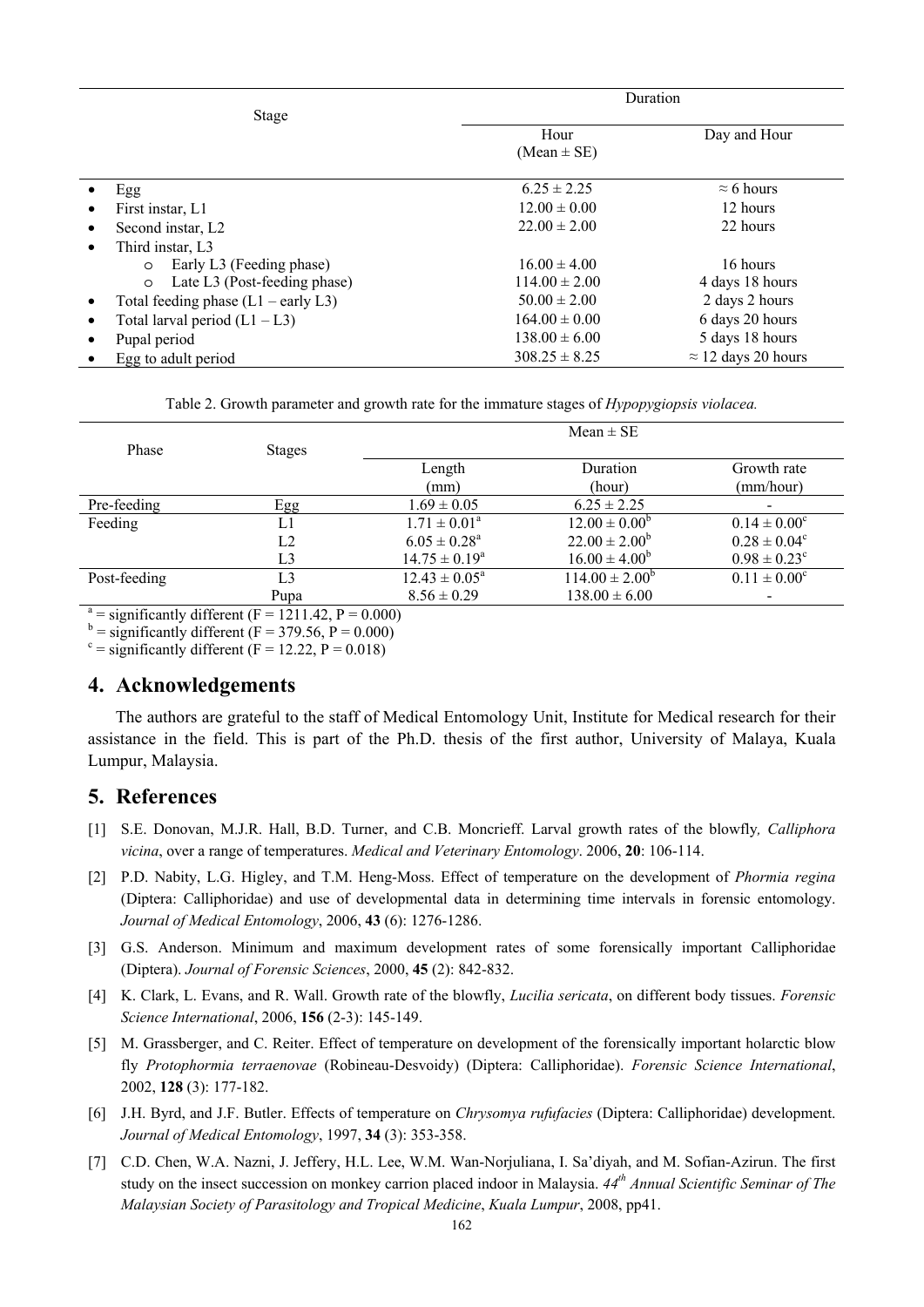| Stage | Duration | |
|---|---|---|
| | Hour (Mean ± SE) | Day and Hour |
| • Egg | 6.25 ± 2.25 | ≈ 6 hours |
| • First instar, L1 | 12.00 ± 0.00 | 12 hours |
| • Second instar, L2 | 22.00 ± 2.00 | 22 hours |
| • Third instar, L3 | | |
| o Early L3 (Feeding phase) | 16.00 ± 4.00 | 16 hours |
| o Late L3 (Post-feeding phase) | 114.00 ± 2.00 | 4 days 18 hours |
| • Total feeding phase (L1 – early L3) | 50.00 ± 2.00 | 2 days 2 hours |
| • Total larval period (L1 – L3) | 164.00 ± 0.00 | 6 days 20 hours |
| • Pupal period | 138.00 ± 6.00 | 5 days 18 hours |
| • Egg to adult period | 308.25 ± 8.25 | ≈ 12 days 20 hours |

Table 2. Growth parameter and growth rate for the immature stages of *Hypopygiopsis violacea.*

| Phase | Stages | Mean ± SE | | |
|---|---|---|---|---|
| | | Length (mm) | Duration (hour) | Growth rate (mm/hour) |
| Pre-feeding | Egg | 1.69 ± 0.05 | 6.25 ± 2.25 | - |
| Feeding | L1 | 1.71 ± 0.01[a] | 12.00 ± 0.00[b] | 0.14 ± 0.00[c] |
| | L2 | 6.05 ± 0.28[a] | 22.00 ± 2.00[b] | 0.28 ± 0.04[c] |
| | L3 | 14.75 ± 0.19[a] | 16.00 ± 4.00[b] | 0.98 ± 0.23[c] |
| Post-feeding | L3 | 12.43 ± 0.05[a] | 114.00 ± 2.00[b] | 0.11 ± 0.00[c] |
| | Pupa | 8.56 ± 0.29 | 138.00 ± 6.00 | - |

[a] = significantly different ($F = 1211.42$, $P = 0.000$)
[b] = significantly different ($F = 379.56$, $P = 0.000$)
[c] = significantly different ($F = 12.22$, $P = 0.018$)

## 4. Acknowledgements

The authors are grateful to the staff of Medical Entomology Unit, Institute for Medical research for their assistance in the field. This is part of the Ph.D. thesis of the first author, University of Malaya, Kuala Lumpur, Malaysia.

## 5. References

[1] S.E. Donovan, M.J.R. Hall, B.D. Turner, and C.B. Moncrieff. Larval growth rates of the blowfly*, Calliphora vicina*, over a range of temperatures. *Medical and Veterinary Entomology*. 2006, **20**: 106-114.

[2] P.D. Nabity, L.G. Higley, and T.M. Heng-Moss. Effect of temperature on the development of *Phormia regina* (Diptera: Calliphoridae) and use of developmental data in determining time intervals in forensic entomology. *Journal of Medical Entomology*, 2006, **43** (6): 1276-1286.

[3] G.S. Anderson. Minimum and maximum development rates of some forensically important Calliphoridae (Diptera). *Journal of Forensic Sciences*, 2000, **45** (2): 842-832.

[4] K. Clark, L. Evans, and R. Wall. Growth rate of the blowfly, *Lucilia sericata*, on different body tissues. *Forensic Science International*, 2006, **156** (2-3): 145-149.

[5] M. Grassberger, and C. Reiter. Effect of temperature on development of the forensically important holarctic blow fly *Protophormia terraenovae* (Robineau-Desvoidy) (Diptera: Calliphoridae). *Forensic Science International*, 2002, **128** (3): 177-182.

[6] J.H. Byrd, and J.F. Butler. Effects of temperature on *Chrysomya rufufacies* (Diptera: Calliphoridae) development. *Journal of Medical Entomology*, 1997, **34** (3): 353-358.

[7] C.D. Chen, W.A. Nazni, J. Jeffery, H.L. Lee, W.M. Wan-Norjuliana, I. Sa'diyah, and M. Sofian-Azirun. The first study on the insect succession on monkey carrion placed indoor in Malaysia. *44th Annual Scientific Seminar of The Malaysian Society of Parasitology and Tropical Medicine*, *Kuala Lumpur*, 2008, pp41.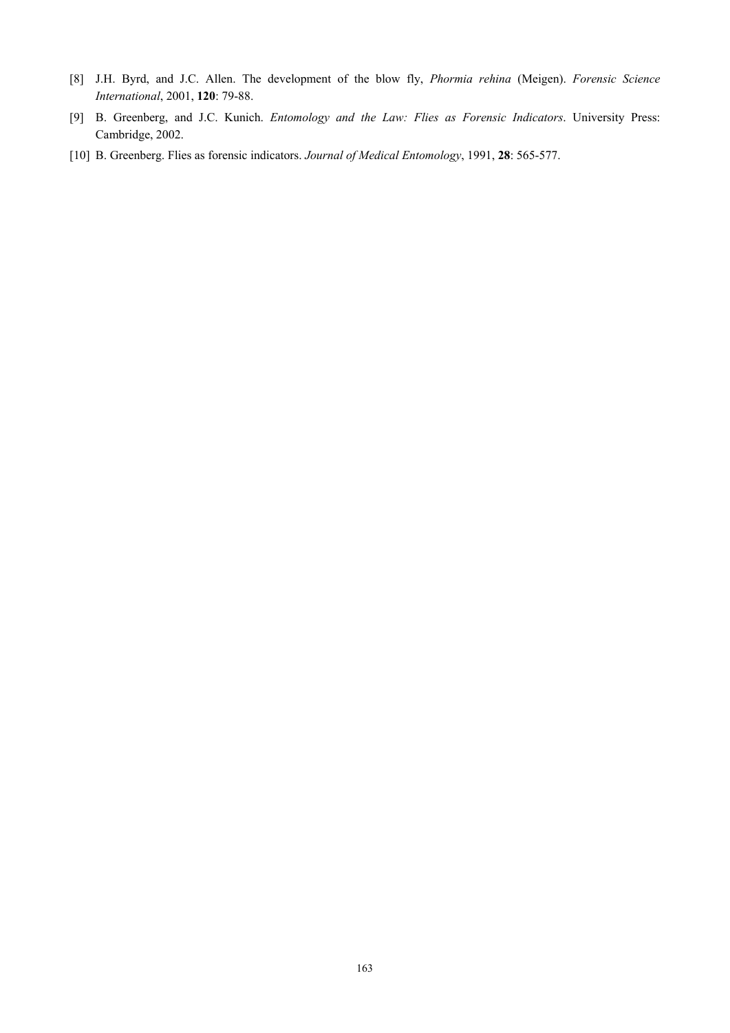[8] J.H. Byrd, and J.C. Allen. The development of the blow fly, *Phormia rehina* (Meigen). *Forensic Science International*, 2001, **120**: 79-88.

[9] B. Greenberg, and J.C. Kunich. *Entomology and the Law: Flies as Forensic Indicators*. University Press: Cambridge, 2002.

[10] B. Greenberg. Flies as forensic indicators. *Journal of Medical Entomology*, 1991, **28**: 565-577.